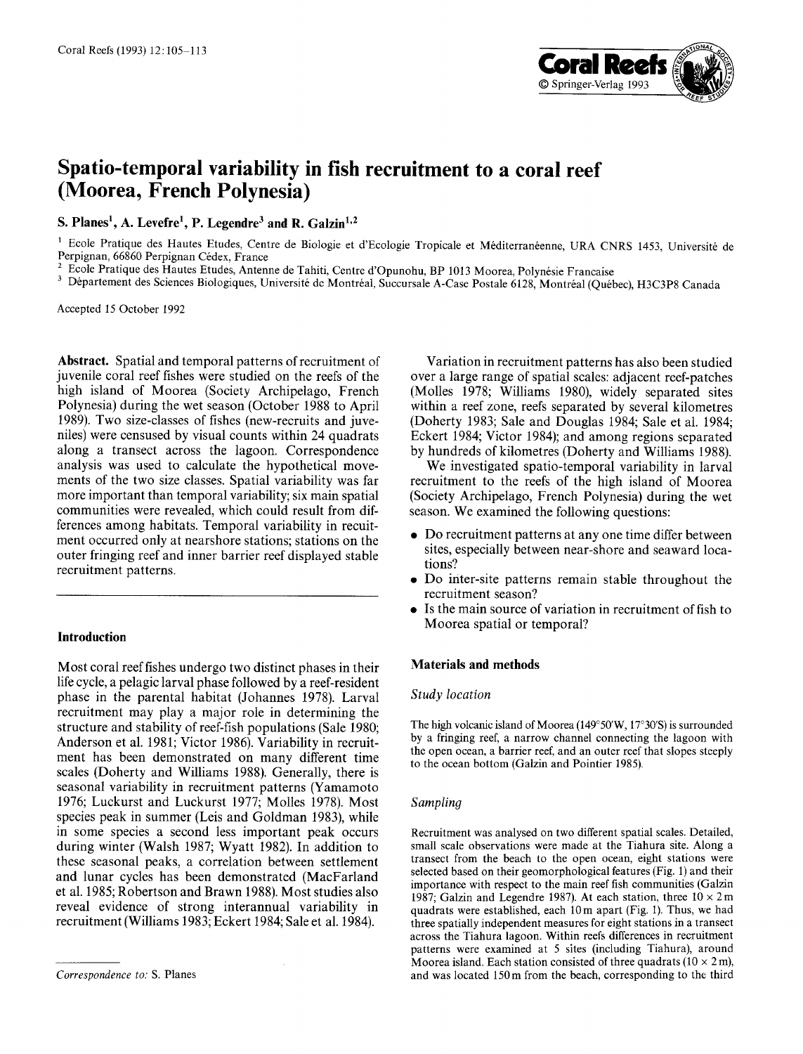# Spatio-temporal variability in fish recruitment to a coral reef (Moorea, French Polynesia)

**S. Planes[1], A. Levefre[1], P. Legendre[3] and R. Galzin[1,2]**

[1] Ecole Pratique des Hautes Etudes, Centre de Biologie et d'Ecologie Tropicale et Méditerranéenne, URA CNRS 1453, Université de Perpignan, 66860 Perpignan Cédex, France

[2] Ecole Pratique des Hautes Etudes, Antenne de Tahiti, Centre d'Opunohu, BP 1013 Moorea, Polynésie Francaise

[3] Département des Sciences Biologiques, Université de Montréal, Succursale A-Case Postale 6128, Montréal (Québec), H3C3P8 Canada

Accepted 15 October 1992

**Abstract.** Spatial and temporal patterns of recruitment of juvenile coral reef fishes were studied on the reefs of the high island of Moorea (Society Archipelago, French Polynesia) during the wet season (October 1988 to April 1989). Two size-classes of fishes (new-recruits and juveniles) were censused by visual counts within 24 quadrats along a transect across the lagoon. Correspondence analysis was used to calculate the hypothetical movements of the two size classes. Spatial variability was far more important than temporal variability; six main spatial communities were revealed, which could result from differences among habitats. Temporal variability in recuitment occurred only at nearshore stations; stations on the outer fringing reef and inner barrier reef displayed stable recruitment patterns.

## Introduction

Most coral reef fishes undergo two distinct phases in their life cycle, a pelagic larval phase followed by a reef-resident phase in the parental habitat (Johannes 1978). Larval recruitment may play a major role in determining the structure and stability of reef-fish populations (Sale 1980; Anderson et al. 1981; Victor 1986). Variability in recruitment has been demonstrated on many different time scales (Doherty and Williams 1988). Generally, there is seasonal variability in recruitment patterns (Yamamoto 1976; Luckurst and Luckurst 1977; Molles 1978). Most species peak in summer (Leis and Goldman 1983), while in some species a second less important peak occurs during winter (Walsh 1987; Wyatt 1982). In addition to these seasonal peaks, a correlation between settlement and lunar cycles has been demonstrated (MacFarland et al. 1985; Robertson and Brawn 1988). Most studies also reveal evidence of strong interannual variability in recruitment (Williams 1983; Eckert 1984; Sale et al. 1984).

Variation in recruitment patterns has also been studied over a large range of spatial scales: adjacent reef-patches (Molles 1978; Williams 1980), widely separated sites within a reef zone, reefs separated by several kilometres (Doherty 1983; Sale and Douglas 1984; Sale et al. 1984; Eckert 1984; Victor 1984); and among regions separated by hundreds of kilometres (Doherty and Williams 1988).

We investigated spatio-temporal variability in larval recruitment to the reefs of the high island of Moorea (Society Archipelago, French Polynesia) during the wet season. We examined the following questions:

- Do recruitment patterns at any one time differ between sites, especially between near-shore and seaward locations?
- Do inter-site patterns remain stable throughout the recruitment season?
- Is the main source of variation in recruitment of fish to Moorea spatial or temporal?

## Materials and methods

### Study location

The high volcanic island of Moorea (149°50'W, 17°30'S) is surrounded by a fringing reef, a narrow channel connecting the lagoon with the open ocean, a barrier reef, and an outer reef that slopes steeply to the ocean bottom (Galzin and Pointier 1985).

### Sampling

Recruitment was analysed on two different spatial scales. Detailed, small scale observations were made at the Tiahura site. Along a transect from the beach to the open ocean, eight stations were selected based on their geomorphological features (Fig. 1) and their importance with respect to the main reef fish communities (Galzin 1987; Galzin and Legendre 1987). At each station, three 10 × 2 m quadrats were established, each 10 m apart (Fig. 1). Thus, we had three spatially independent measures for eight stations in a transect across the Tiahura lagoon. Within reefs differences in recruitment patterns were examined at 5 sites (including Tiahura), around Moorea island. Each station consisted of three quadrats (10 × 2 m), and was located 150 m from the beach, corresponding to the third

*Correspondence to:* S. Planes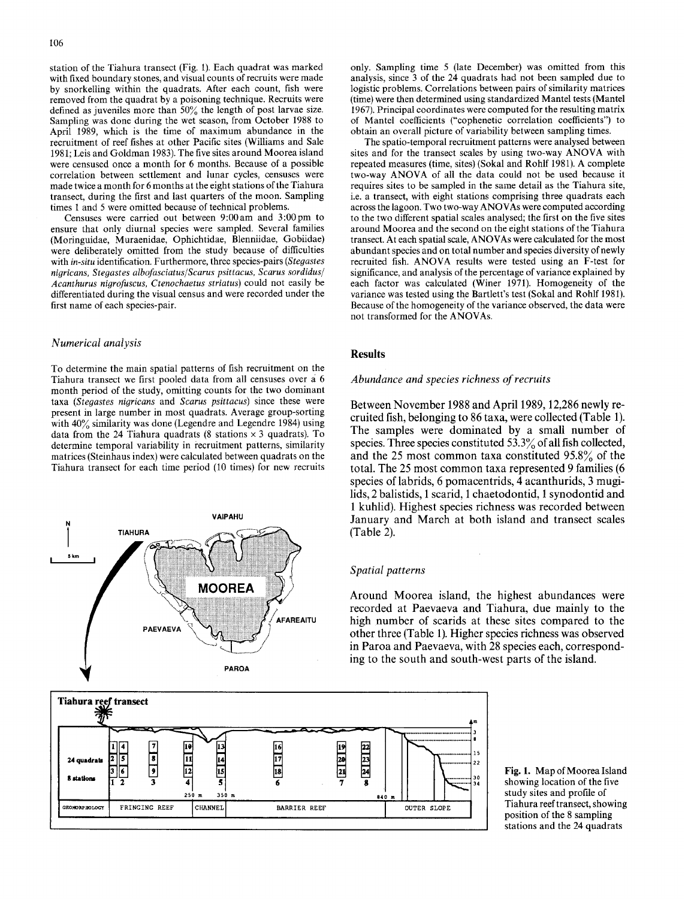station of the Tiahura transect (Fig. 1). Each quadrat was marked with fixed boundary stones, and visual counts of recruits were made by snorkelling within the quadrats. After each count, fish were removed from the quadrat by a poisoning technique. Recruits were defined as juveniles more than 50% the length of post larvae size. Sampling was done during the wet season, from October 1988 to April 1989, which is the time of maximum abundance in the recruitment of reef fishes at other Pacific sites (Williams and Sale 1981; Leis and Goldman 1983). The five sites around Moorea island were censused once a month for 6 months. Because of a possible correlation between settlement and lunar cycles, censuses were made twice a month for 6 months at the eight stations of the Tiahura transect, during the first and last quarters of the moon. Sampling times 1 and 5 were omitted because of technical problems.

Censuses were carried out between 9:00 am and 3:00 pm to ensure that only diurnal species were sampled. Several families (Moringuidae, Muraenidae, Ophichtidae, Blenniidae, Gobiidae) were deliberately omitted from the study because of difficulties with *in-situ* identification. Furthermore, three species-pairs (*Stegastes nigricans, Stegastes albofasciatus/Scarus psittacus, Scarus sordidus/ Acanthurus nigrofuscus, Ctenochaetus striatus*) could not easily be differentiated during the visual census and were recorded under the first name of each species-pair.

### *Numerical analysis*

To determine the main spatial patterns of fish recruitment on the Tiahura transect we first pooled data from all censuses over a 6 month period of the study, omitting counts for the two dominant taxa (*Stegastes nigricans* and *Scarus psittacus*) since these were present in large number in most quadrats. Average group-sorting with 40% similarity was done (Legendre and Legendre 1984) using data from the 24 Tiahura quadrats (8 stations × 3 quadrats). To determine temporal variability in recruitment patterns, similarity matrices (Steinhaus index) were calculated between quadrats on the Tiahura transect for each time period (10 times) for new recruits only. Sampling time 5 (late December) was omitted from this analysis, since 3 of the 24 quadrats had not been sampled due to logistic problems. Correlations between pairs of similarity matrices (time) were then determined using standardized Mantel tests (Mantel 1967). Principal coordinates were computed for the resulting matrix of Mantel coefficients ("cophenetic correlation coefficients") to obtain an overall picture of variability between sampling times.

The spatio-temporal recruitment patterns were analysed between sites and for the transect scales by using two-way ANOVA with repeated measures (time, sites) (Sokal and Rohlf 1981). A complete two-way ANOVA of all the data could not be used because it requires sites to be sampled in the same detail as the Tiahura site, i.e. a transect, with eight stations comprising three quadrats each across the lagoon. Two two-way ANOVAs were computed according to the two different spatial scales analysed; the first on the five sites around Moorea and the second on the eight stations of the Tiahura transect. At each spatial scale, ANOVAs were calculated for the most abundant species and on total number and species diversity of newly recruited fish. ANOVA results were tested using an F-test for significance, and analysis of the percentage of variance explained by each factor was calculated (Winer 1971). Homogeneity of the variance was tested using the Bartlett's test (Sokal and Rohlf 1981). Because of the homogeneity of the variance observed, the data were not transformed for the ANOVAs.

## Results

### *Abundance and species richness of recruits*

Between November 1988 and April 1989, 12,286 newly recruited fish, belonging to 86 taxa, were collected (Table 1). The samples were dominated by a small number of species. Three species constituted 53.3% of all fish collected, and the 25 most common taxa constituted 95.8% of the total. The 25 most common taxa represented 9 families (6 species of labrids, 6 pomacentrids, 4 acanthurids, 3 mugilids, 2 balistids, 1 scarid, 1 chaetodontid, 1 synodontid and 1 kuhlid). Highest species richness was recorded between January and March at both island and transect scales (Table 2).

### *Spatial patterns*

Around Moorea island, the highest abundances were recorded at Paevaeva and Tiahura, due mainly to the high number of scarids at these sites compared to the other three (Table 1). Higher species richness was observed in Paroa and Paevaeva, with 28 species each, corresponding to the south and south-west parts of the island.

Fig. 1. Map of Moorea Island showing location of the five study sites and profile of Tiahura reef transect, showing position of the 8 sampling stations and the 24 quadrats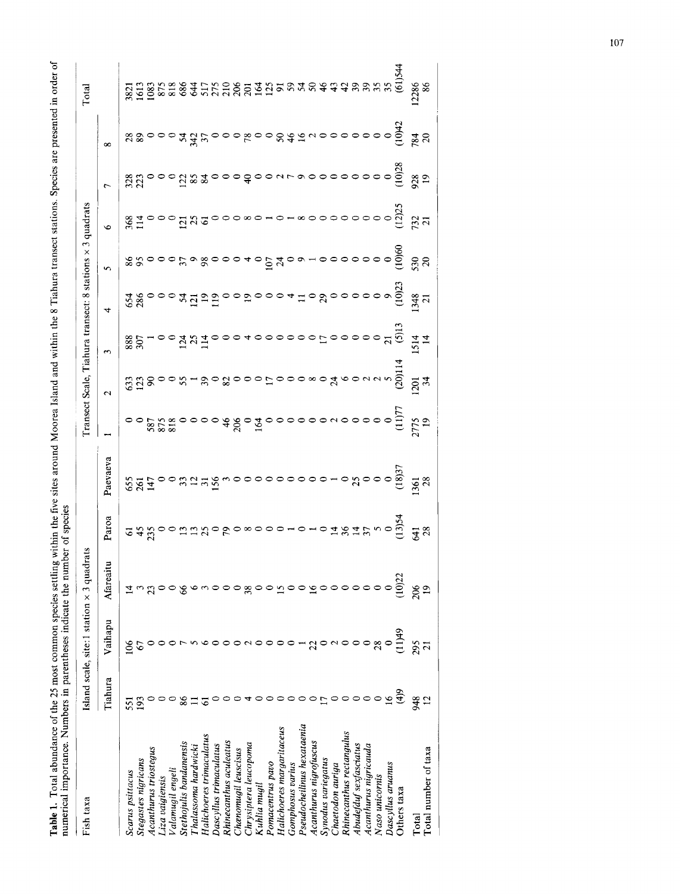**Table 1.** Total abundance of the 25 most common species settling within the five sites around Moorea Island and within the 8 Tiahura transect stations. Species are presented in order of numerical importance. Numbers in parentheses indicate the number of species

| Fish taxa | Island scale, site: 1 station × 3 quadrats | | | | | Transect Scale, Tiahura transect: 8 stations × 3 quadrats | | | | | | | | Total |
|---|---|---|---|---|---|---|---|---|---|---|---|---|---|---|
| | Tiahura | Vaihapu | Afareaitu | Paroa | Paevaeva | 1 | 2 | 3 | 4 | 5 | 6 | 7 | 8 | |
| *Scarus psittacus* | 551 | 106 | 14 | 61 | 655 | 0 | 633 | 888 | 654 | 86 | 368 | 328 | 28 | 3821 |
| *Stegastes nigricans* | 193 | 67 | 3 | 45 | 261 | 0 | 123 | 307 | 286 | 95 | 114 | 223 | 89 | 1613 |
| *Acanthurus triostegus* | 0 | 0 | 23 | 235 | 147 | 587 | 90 | 1 | 0 | 0 | 0 | 0 | 0 | 1083 |
| *Liza vaigiensis* | 0 | 0 | 0 | 0 | 0 | 875 | 0 | 0 | 0 | 0 | 0 | 0 | 0 | 875 |
| *Valamugil engeli* | 0 | 0 | 0 | 0 | 0 | 818 | 0 | 0 | 0 | 0 | 0 | 0 | 0 | 818 |
| *Stethojulis bandanensis* | 86 | 7 | 66 | 13 | 33 | 0 | 55 | 124 | 54 | 37 | 121 | 122 | 54 | 686 |
| *Thalassoma hardwicki* | 11 | 5 | 6 | 13 | 12 | 0 | 1 | 25 | 121 | 9 | 25 | 85 | 342 | 644 |
| *Halichoeres trimaculatus* | 61 | 6 | 3 | 25 | 31 | 0 | 39 | 114 | 19 | 98 | 61 | 84 | 37 | 517 |
| *Dascyllus trimaculatus* | 0 | 0 | 0 | 0 | 156 | 0 | 0 | 0 | 119 | 0 | 0 | 0 | 0 | 275 |
| *Rhinecanthus aculeatus* | 0 | 0 | 0 | 79 | 3 | 46 | 82 | 0 | 0 | 0 | 0 | 0 | 0 | 210 |
| *Chaenomugil leuciscus* | 0 | 0 | 0 | 0 | 0 | 206 | 0 | 0 | 0 | 0 | 0 | 0 | 0 | 206 |
| *Chrysiptera leucopoma* | 4 | 2 | 38 | 8 | 0 | 0 | 0 | 4 | 19 | 4 | 8 | 40 | 78 | 201 |
| *Kuhlia mugil* | 0 | 0 | 0 | 0 | 0 | 164 | 0 | 0 | 0 | 0 | 0 | 0 | 0 | 164 |
| *Pomacentrus pavo* | 0 | 0 | 0 | 0 | 0 | 0 | 17 | 0 | 0 | 107 | 1 | 0 | 0 | 125 |
| *Halichoeres margaritaceus* | 0 | 0 | 15 | 0 | 0 | 0 | 0 | 0 | 0 | 24 | 0 | 2 | 50 | 91 |
| *Gomphosus varius* | 0 | 0 | 0 | 1 | 0 | 0 | 0 | 0 | 4 | 0 | 1 | 7 | 46 | 59 |
| *Pseudocheilinus hexataenia* | 0 | 1 | 0 | 0 | 0 | 0 | 0 | 0 | 11 | 9 | 8 | 9 | 16 | 54 |
| *Acanthurus nigrofuscus* | 0 | 22 | 16 | 1 | 0 | 0 | 8 | 0 | 0 | 1 | 0 | 0 | 2 | 50 |
| *Synodus variegatus* | 17 | 0 | 0 | 0 | 0 | 0 | 0 | 17 | 29 | 0 | 0 | 0 | 0 | 46 |
| *Chaetodon auriga* | 0 | 2 | 0 | 14 | 1 | 2 | 24 | 0 | 0 | 0 | 0 | 0 | 0 | 43 |
| *Rhinecanthus rectangulus* | 0 | 0 | 0 | 36 | 0 | 0 | 6 | 0 | 0 | 0 | 0 | 0 | 0 | 42 |
| *Abudefduf sexfasciatus* | 0 | 0 | 0 | 14 | 25 | 0 | 0 | 0 | 0 | 0 | 0 | 0 | 0 | 39 |
| *Acanthurus nigricauda* | 0 | 0 | 0 | 37 | 0 | 0 | 2 | 0 | 0 | 0 | 0 | 0 | 0 | 39 |
| *Naso unicornis* | 0 | 28 | 0 | 5 | 0 | 0 | 2 | 0 | 0 | 0 | 0 | 0 | 0 | 35 |
| *Dascyllus aruanus* | 16 | 0 | 0 | 0 | 0 | 0 | 5 | 21 | 9 | 0 | 0 | 0 | 0 | 35 |
| Others taxa | (4)9 | (11)49 | (10)22 | (13)54 | (18)37 | (11)77 | (20)114 | (5)13 | (10)23 | (10)60 | (12)25 | (10)28 | (10)42 | (61)544 |
| Total | 948 | 295 | 206 | 641 | 1361 | 2775 | 1201 | 1514 | 1348 | 530 | 732 | 928 | 784 | 12286 |
| Total number of taxa | 12 | 21 | 19 | 28 | 28 | 19 | 34 | 14 | 21 | 20 | 21 | 19 | 20 | 86 |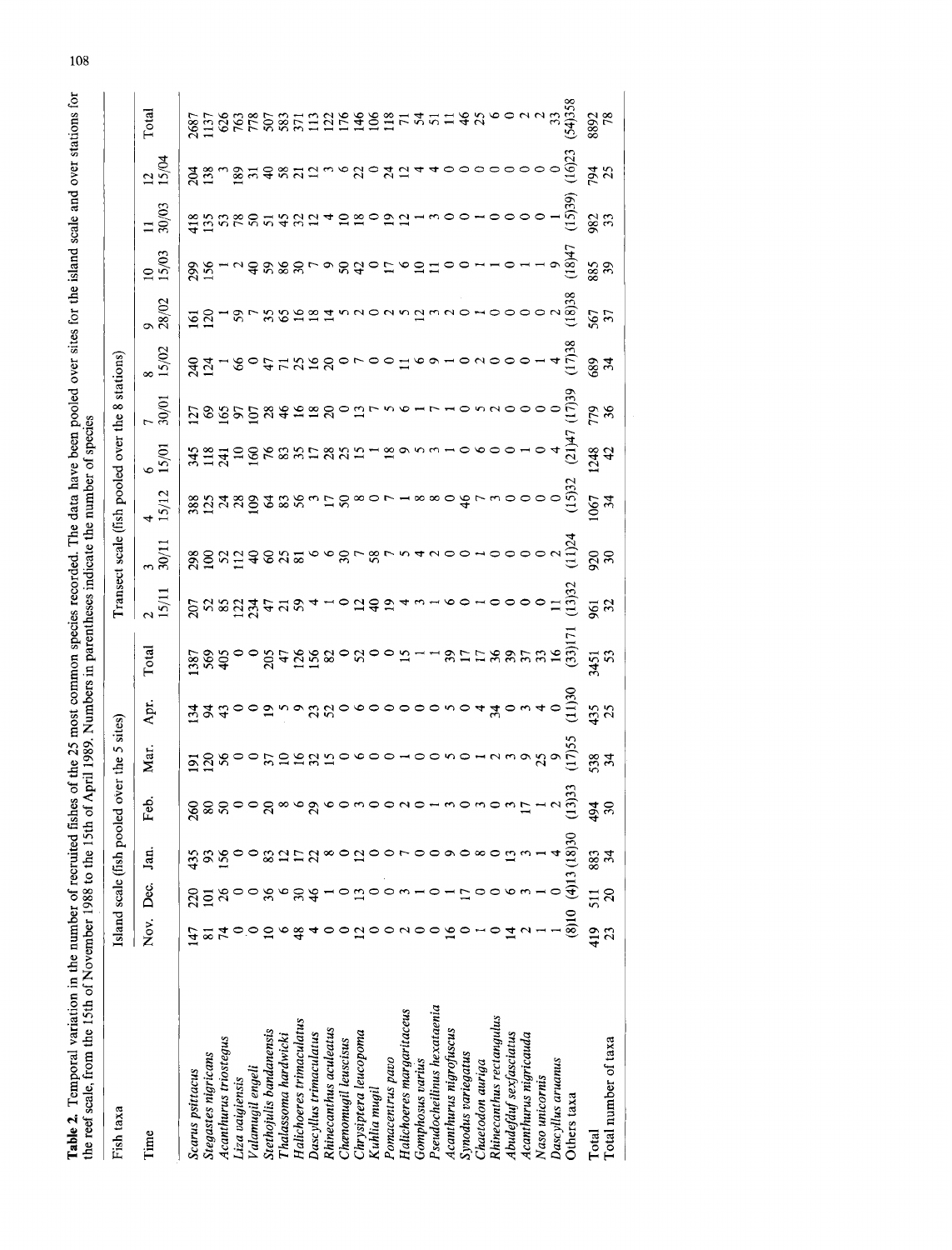**Table 2.** Temporal variation in the number of recruited fishes of the 25 most common species recorded. The data have been pooled over sites for the island scale and over stations for the reef scale, from the 15th of November 1988 to the 15th of April 1989. Numbers in parentheses indicate the number of species

| Fish taxa | Island scale (fish pooled over the 5 sites) | | | | | | | Transect scale (fish pooled over the 8 stations) | | | | | | | | | | |
|---|---|---|---|---|---|---|---|---|---|---|---|---|---|---|---|---|---|---|
| Time | Nov. | Dec. | Jan. | Feb. | Mar. | Apr. | Total | 2 15/11 | 3 30/11 | 4 15/12 | 6 15/01 | 7 30/01 | 8 15/02 | 9 28/02 | 10 15/03 | 11 30/03 | 12 15/04 | Total |
| *Scarus psittacus* | 147 | 220 | 435 | 260 | 191 | 134 | 1387 | 207 | 298 | 388 | 345 | 127 | 240 | 161 | 299 | 418 | 204 | 2687 |
| *Stegastes nigricans* | 81 | 101 | 93 | 80 | 120 | 94 | 569 | 52 | 100 | 125 | 118 | 69 | 124 | 120 | 156 | 135 | 138 | 1137 |
| *Acanthurus triostegus* | 74 | 26 | 156 | 50 | 56 | 43 | 405 | 85 | 52 | 24 | 241 | 165 | 1 | 1 | 1 | 53 | 3 | 626 |
| *Liza vaigiensis* | 0 | 0 | 0 | 0 | 0 | 0 | 0 | 122 | 112 | 28 | 10 | 97 | 66 | 59 | 2 | 78 | 189 | 763 |
| *Valamugil engeli* | 0 | 0 | 0 | 0 | 0 | 0 | 0 | 234 | 40 | 109 | 160 | 107 | 0 | 7 | 40 | 50 | 31 | 778 |
| *Stethojulis bandanensis* | 10 | 36 | 83 | 20 | 37 | 19 | 205 | 47 | 60 | 64 | 76 | 28 | 47 | 35 | 59 | 51 | 40 | 507 |
| *Thalassoma hardwicki* | 6 | 6 | 12 | 8 | 10 | 5 | 47 | 21 | 25 | 83 | 83 | 46 | 71 | 65 | 86 | 45 | 58 | 583 |
| *Halichoeres trimaculatus* | 48 | 30 | 17 | 6 | 16 | 9 | 126 | 59 | 81 | 56 | 35 | 16 | 25 | 16 | 30 | 32 | 21 | 371 |
| *Dascyllus trimaculatus* | 4 | 46 | 22 | 29 | 32 | 23 | 156 | 4 | 6 | 3 | 17 | 18 | 16 | 18 | 7 | 12 | 12 | 113 |
| *Rhinecanthus aculeatus* | 0 | 1 | 8 | 6 | 15 | 52 | 82 | 1 | 6 | 17 | 28 | 20 | 20 | 14 | 9 | 4 | 3 | 122 |
| *Chaenomugil leuciscus* | 0 | 0 | 0 | 0 | 0 | 0 | 0 | 0 | 30 | 50 | 25 | 0 | 0 | 5 | 50 | 10 | 6 | 176 |
| *Chrysiptera leucopoma* | 12 | 13 | 12 | 3 | 6 | 6 | 52 | 12 | 7 | 8 | 15 | 13 | 7 | 2 | 42 | 18 | 22 | 146 |
| *Kuhlia mugil* | 0 | 0 | 0 | 0 | 0 | 0 | 0 | 40 | 58 | 0 | 1 | 7 | 0 | 0 | 0 | 0 | 0 | 106 |
| *Pomacentrus pavo* | 0 | 0 | 0 | 0 | 0 | 0 | 0 | 19 | 7 | 7 | 18 | 5 | 0 | 2 | 17 | 19 | 24 | 118 |
| *Halichoeres margaritaceus* | 2 | 3 | 7 | 2 | 1 | 0 | 15 | 4 | 5 | 1 | 9 | 6 | 11 | 5 | 6 | 12 | 12 | 71 |
| *Gomphosus varius* | 0 | 1 | 0 | 0 | 0 | 0 | 1 | 3 | 4 | 8 | 5 | 1 | 6 | 12 | 10 | 1 | 4 | 54 |
| *Pseudocheilinus hexataenia* | 0 | 0 | 0 | 1 | 0 | 0 | 1 | 1 | 2 | 8 | 3 | 7 | 9 | 3 | 11 | 3 | 4 | 51 |
| *Acanthurus nigrofuscus* | 16 | 1 | 9 | 3 | 5 | 5 | 39 | 6 | 0 | 0 | 1 | 1 | 1 | 2 | 0 | 0 | 0 | 11 |
| *Synodus variegatus* | 0 | 17 | 0 | 0 | 0 | 0 | 17 | 0 | 0 | 46 | 0 | 0 | 0 | 0 | 0 | 0 | 0 | 46 |
| *Chaetodon auriga* | 1 | 0 | 8 | 3 | 1 | 4 | 17 | 1 | 1 | 7 | 6 | 5 | 2 | 1 | 1 | 1 | 0 | 25 |
| *Rhinecanthus rectangulus* | 0 | 0 | 0 | 0 | 2 | 34 | 36 | 0 | 0 | 3 | 0 | 2 | 0 | 0 | 1 | 0 | 0 | 6 |
| *Abudefduf sexfasciatus* | 14 | 6 | 13 | 3 | 3 | 0 | 39 | 0 | 0 | 0 | 0 | 0 | 0 | 0 | 0 | 0 | 0 | 0 |
| *Acanthurus nigricauda* | 2 | 3 | 3 | 17 | 9 | 3 | 37 | 0 | 0 | 0 | 1 | 0 | 0 | 0 | 1 | 0 | 0 | 2 |
| *Naso unicornis* | 1 | 1 | 1 | 1 | 25 | 4 | 33 | 0 | 0 | 0 | 0 | 0 | 1 | 0 | 1 | 0 | 0 | 2 |
| *Dascyllus aruanus* | 1 | 0 | 4 | 2 | 9 | 0 | 16 | 11 | 2 | 0 | 4 | 0 | 4 | 2 | 9 | 1 | 0 | 33 |
| Others taxa | (8)10 | (4)13 | (18)30 | (13)33 | (17)55 | (11)30 | (33)171 | (13)32 | (11)24 | (15)32 | (21)47 | (17)39 | (17)38 | (18)38 | (18)47 | (15)39 | (16)23 | (54)358 |
| Total | 419 | 511 | 883 | 494 | 538 | 435 | 3451 | 961 | 920 | 1067 | 1248 | 779 | 689 | 567 | 885 | 982 | 794 | 8892 |
| Total number of taxa | 23 | 20 | 34 | 30 | 34 | 25 | 53 | 32 | 30 | 34 | 42 | 36 | 34 | 37 | 39 | 33 | 25 | 78 |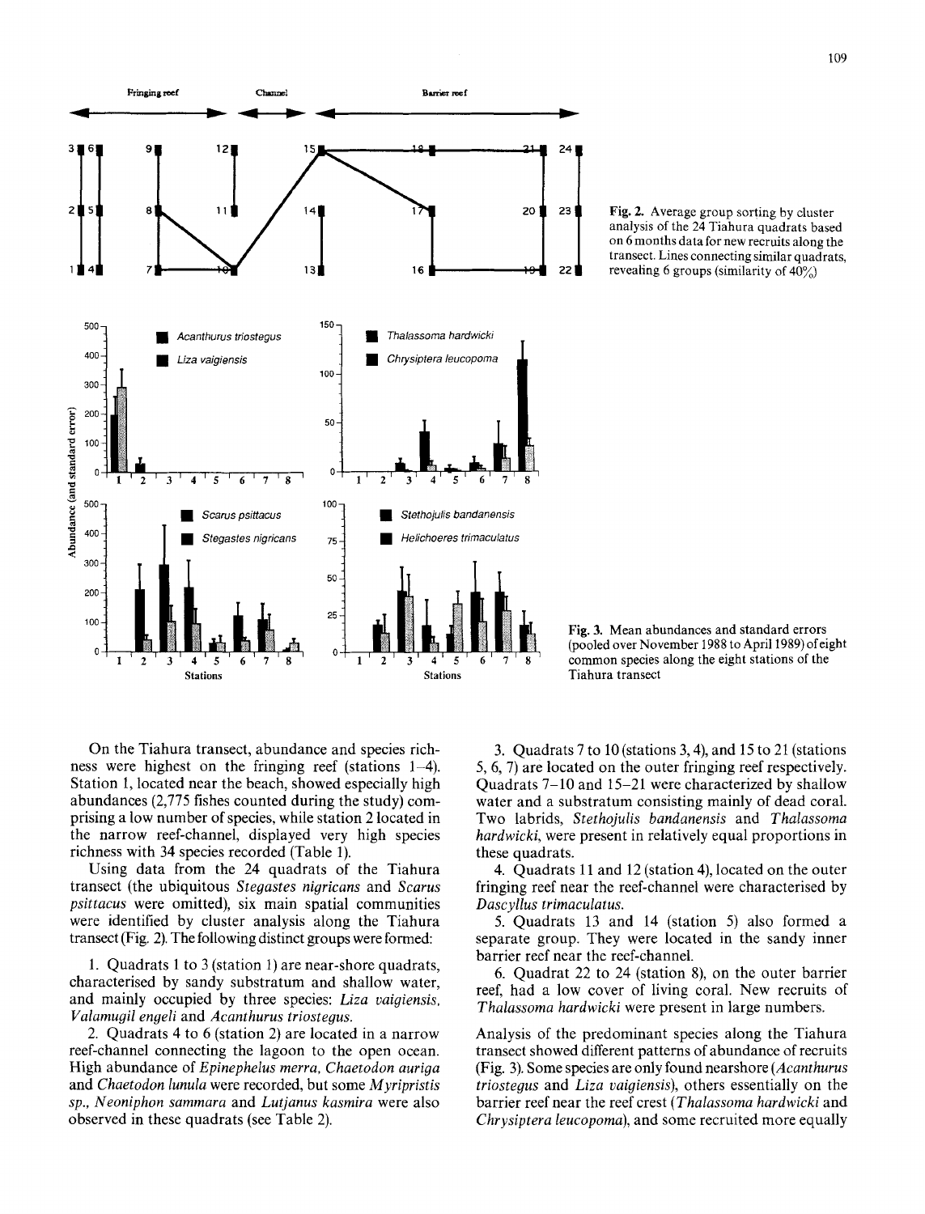Fringing reef

Channel

Barrier reef

3 6 9 12 15 18 21 24

2 5 8 11 14 17 20 23

1 4 7 10 13 16 19 22

Fig. 2. Average group sorting by cluster analysis of the 24 Tiahura quadrats based on 6 months data for new recruits along the transect. Lines connecting similar quadrats, revealing 6 groups (similarity of 40%)

Abundance (and standard error)

Acanthurus triostegus

Liza vaigiensis

Thalassoma hardwicki

Chrysiptera leucopoma

Scarus psittacus

Stegastes nigricans

Stethojulis bandanensis

Helichoeres trimaculatus

Stations

Stations

Fig. 3. Mean abundances and standard errors (pooled over November 1988 to April 1989) of eight common species along the eight stations of the Tiahura transect

On the Tiahura transect, abundance and species richness were highest on the fringing reef (stations 1–4). Station 1, located near the beach, showed especially high abundances (2,775 fishes counted during the study) comprising a low number of species, while station 2 located in the narrow reef-channel, displayed very high species richness with 34 species recorded (Table 1).

Using data from the 24 quadrats of the Tiahura transect (the ubiquitous *Stegastes nigricans* and *Scarus psittacus* were omitted), six main spatial communities were identified by cluster analysis along the Tiahura transect (Fig. 2). The following distinct groups were formed:

1. Quadrats 1 to 3 (station 1) are near-shore quadrats, characterised by sandy substratum and shallow water, and mainly occupied by three species: *Liza vaigiensis*, *Valamugil engeli* and *Acanthurus triostegus*.

2. Quadrats 4 to 6 (station 2) are located in a narrow reef-channel connecting the lagoon to the open ocean. High abundance of *Epinephelus merra*, *Chaetodon auriga* and *Chaetodon lunula* were recorded, but some *Myripristis* sp., *Neoniphon sammara* and *Lutjanus kasmira* were also observed in these quadrats (see Table 2).

3. Quadrats 7 to 10 (stations 3, 4), and 15 to 21 (stations 5, 6, 7) are located on the outer fringing reef respectively. Quadrats 7–10 and 15–21 were characterized by shallow water and a substratum consisting mainly of dead coral. Two labrids, *Stethojulis bandanensis* and *Thalassoma hardwicki*, were present in relatively equal proportions in these quadrats.

4. Quadrats 11 and 12 (station 4), located on the outer fringing reef near the reef-channel were characterised by *Dascyllus trimaculatus*.

5. Quadrats 13 and 14 (station 5) also formed a separate group. They were located in the sandy inner barrier reef near the reef-channel.

6. Quadrat 22 to 24 (station 8), on the outer barrier reef, had a low cover of living coral. New recruits of *Thalassoma hardwicki* were present in large numbers.

Analysis of the predominant species along the Tiahura transect showed different patterns of abundance of recruits (Fig. 3). Some species are only found nearshore (*Acanthurus triostegus* and *Liza vaigiensis*), others essentially on the barrier reef near the reef crest (*Thalassoma hardwicki* and *Chrysiptera leucopoma*), and some recruited more equally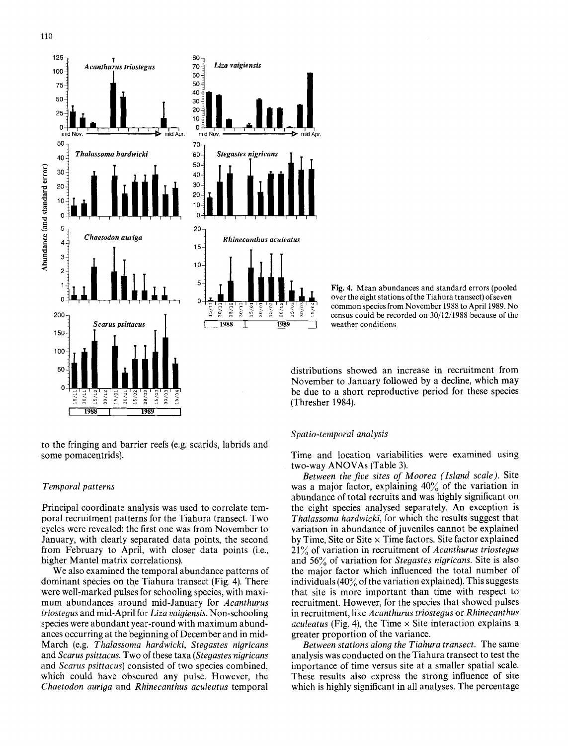Fig. 4. Mean abundances and standard errors (pooled over the eight stations of the Tiahura transect) of seven common species from November 1988 to April 1989. No census could be recorded on 30/12/1988 because of the weather conditions

to the fringing and barrier reefs (e.g. scarids, labrids and some pomacentrids).

### *Temporal patterns*

Principal coordinate analysis was used to correlate temporal recruitment patterns for the Tiahura transect. Two cycles were revealed: the first one was from November to January, with clearly separated data points, the second from February to April, with closer data points (i.e., higher Mantel matrix correlations).

We also examined the temporal abundance patterns of dominant species on the Tiahura transect (Fig. 4). There were well-marked pulses for schooling species, with maximum abundances around mid-January for *Acanthurus triostegus* and mid-April for *Liza vaigiensis*. Non-schooling species were abundant year-round with maximum abundances occurring at the beginning of December and in mid-March (e.g. *Thalassoma hardwicki*, *Stegastes nigricans* and *Scarus psittacus*. Two of these taxa (*Stegastes nigricans* and *Scarus psittacus*) consisted of two species combined, which could have obscured any pulse. However, the *Chaetodon auriga* and *Rhinecanthus aculeatus* temporal distributions showed an increase in recruitment from November to January followed by a decline, which may be due to a short reproductive period for these species (Thresher 1984).

### *Spatio-temporal analysis*

Time and location variabilities were examined using two-way ANOVAs (Table 3).

*Between the five sites of Moorea (Island scale).* Site was a major factor, explaining 40% of the variation in abundance of total recruits and was highly significant on the eight species analysed separately. An exception is *Thalassoma hardwicki*, for which the results suggest that variation in abundance of juveniles cannot be explained by Time, Site or Site × Time factors. Site factor explained 21% of variation in recruitment of *Acanthurus triostegus* and 56% of variation for *Stegastes nigricans*. Site is also the major factor which influenced the total number of individuals (40% of the variation explained). This suggests that site is more important than time with respect to recruitment. However, for the species that showed pulses in recruitment, like *Acanthurus triostegus* or *Rhinecanthus aculeatus* (Fig. 4), the Time × Site interaction explains a greater proportion of the variance.

*Between stations along the Tiahura transect.* The same analysis was conducted on the Tiahura transect to test the importance of time versus site at a smaller spatial scale. These results also express the strong influence of site which is highly significant in all analyses. The percentage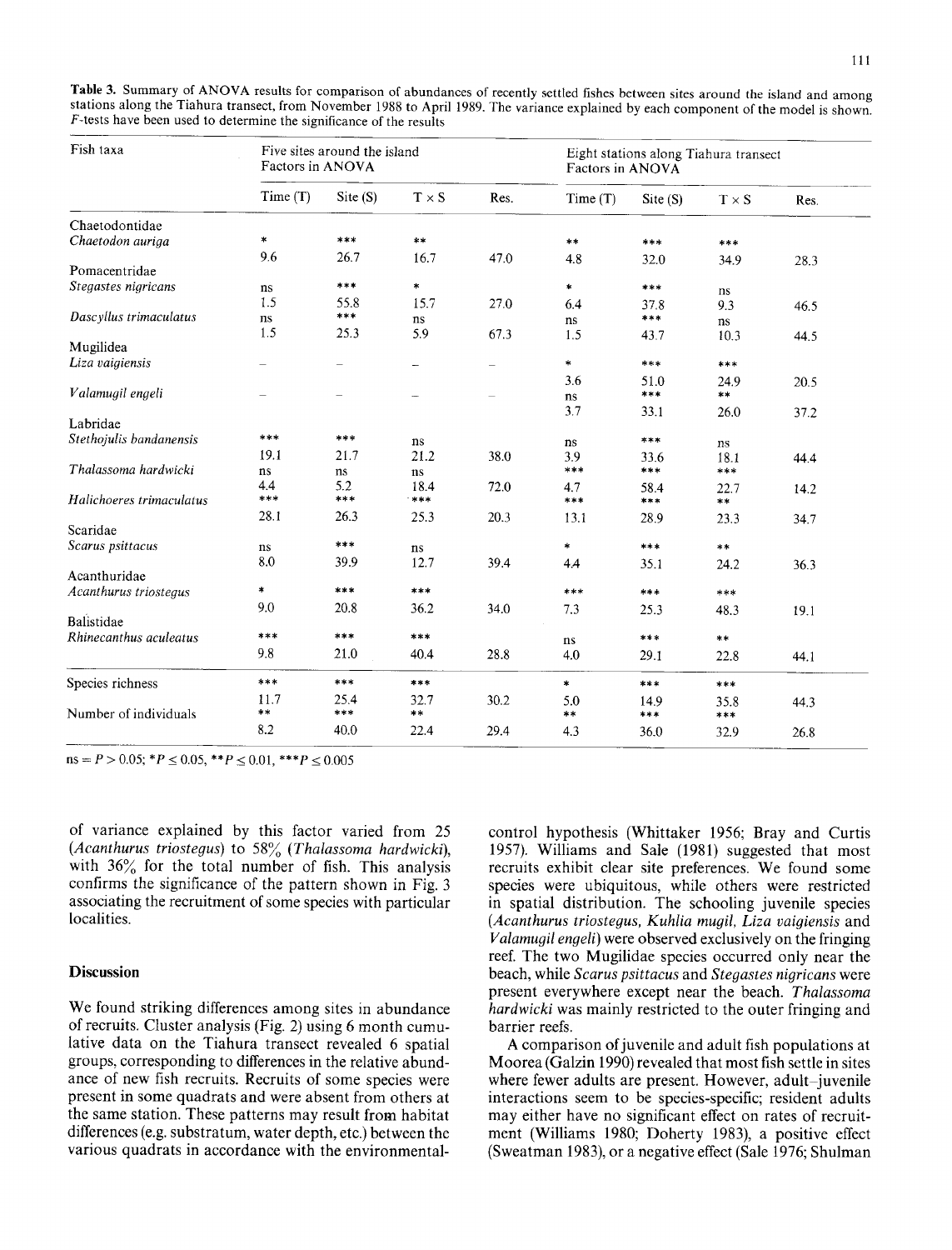**Table 3.** Summary of ANOVA results for comparison of abundances of recently settled fishes between sites around the island and among stations along the Tiahura transect, from November 1988 to April 1989. The variance explained by each component of the model is shown. *F*-tests have been used to determine the significance of the results

| Fish taxa | Five sites around the island Factors in ANOVA | | | | Eight stations along Tiahura transect Factors in ANOVA | | | |
|---|---|---|---|---|---|---|---|---|
| | Time (T) | Site (S) | T × S | Res. | Time (T) | Site (S) | T × S | Res. |
| Chaetodontidae | | | | | | | | |
| *Chaetodon auriga* | * | *** | ** | | ** | *** | *** | |
| | 9.6 | 26.7 | 16.7 | 47.0 | 4.8 | 32.0 | 34.9 | 28.3 |
| Pomacentridae | | | | | | | | |
| *Stegastes nigricans* | ns | *** | * | | * | *** | ns | |
| | 1.5 | 55.8 | 15.7 | 27.0 | 6.4 | 37.8 | 9.3 | 46.5 |
| *Dascyllus trimaculatus* | ns | *** | ns | | ns | *** | ns | |
| | 1.5 | 25.3 | 5.9 | 67.3 | 1.5 | 43.7 | 10.3 | 44.5 |
| Mugilidea | | | | | | | | |
| *Liza vaigiensis* | – | – | – | – | * | *** | *** | |
| | | | | | 3.6 | 51.0 | 24.9 | 20.5 |
| *Valamugil engeli* | – | – | – | – | ns | *** | ** | |
| | | | | | 3.7 | 33.1 | 26.0 | 37.2 |
| Labridae | | | | | | | | |
| *Stethojulis bandanensis* | *** | *** | ns | | ns | *** | ns | |
| | 19.1 | 21.7 | 21.2 | 38.0 | 3.9 | 33.6 | 18.1 | 44.4 |
| *Thalassoma hardwicki* | ns | ns | ns | | *** | *** | *** | |
| | 4.4 | 5.2 | 18.4 | 72.0 | 4.7 | 58.4 | 22.7 | 14.2 |
| *Halichoeres trimaculatus* | *** | *** | *** | | *** | *** | ** | |
| | 28.1 | 26.3 | 25.3 | 20.3 | 13.1 | 28.9 | 23.3 | 34.7 |
| Scaridae | | | | | | | | |
| *Scarus psittacus* | ns | *** | ns | | * | *** | ** | |
| | 8.0 | 39.9 | 12.7 | 39.4 | 4.4 | 35.1 | 24.2 | 36.3 |
| Acanthuridae | | | | | | | | |
| *Acanthurus triostegus* | * | *** | *** | | *** | *** | *** | |
| | 9.0 | 20.8 | 36.2 | 34.0 | 7.3 | 25.3 | 48.3 | 19.1 |
| Balistidae | | | | | | | | |
| *Rhinecanthus aculeatus* | *** | *** | *** | | ns | *** | ** | |
| | 9.8 | 21.0 | 40.4 | 28.8 | 4.0 | 29.1 | 22.8 | 44.1 |
| Species richness | *** | *** | *** | | * | *** | *** | |
| | 11.7 | 25.4 | 32.7 | 30.2 | 5.0 | 14.9 | 35.8 | 44.3 |
| Number of individuals | ** | *** | ** | | ** | *** | *** | |
| | 8.2 | 40.0 | 22.4 | 29.4 | 4.3 | 36.0 | 32.9 | 26.8 |

ns = $P > 0.05$; \*$P \leq 0.05$, \*\*$P \leq 0.01$, \*\*\*$P \leq 0.005$

of variance explained by this factor varied from 25 (*Acanthurus triostegus*) to 58% (*Thalassoma hardwicki*), with 36% for the total number of fish. This analysis confirms the significance of the pattern shown in Fig. 3 associating the recruitment of some species with particular localities.

## Discussion

We found striking differences among sites in abundance of recruits. Cluster analysis (Fig. 2) using 6 month cumulative data on the Tiahura transect revealed 6 spatial groups, corresponding to differences in the relative abundance of new fish recruits. Recruits of some species were present in some quadrats and were absent from others at the same station. These patterns may result from habitat differences (e.g. substratum, water depth, etc.) between the various quadrats in accordance with the environmental-control hypothesis (Whittaker 1956; Bray and Curtis 1957). Williams and Sale (1981) suggested that most recruits exhibit clear site preferences. We found some species were ubiquitous, while others were restricted in spatial distribution. The schooling juvenile species (*Acanthurus triostegus*, *Kuhlia mugil*, *Liza vaigiensis* and *Valamugil engeli*) were observed exclusively on the fringing reef. The two Mugilidae species occurred only near the beach, while *Scarus psittacus* and *Stegastes nigricans* were present everywhere except near the beach. *Thalassoma hardwicki* was mainly restricted to the outer fringing and barrier reefs.

A comparison of juvenile and adult fish populations at Moorea (Galzin 1990) revealed that most fish settle in sites where fewer adults are present. However, adult–juvenile interactions seem to be species-specific; resident adults may either have no significant effect on rates of recruitment (Williams 1980; Doherty 1983), a positive effect (Sweatman 1983), or a negative effect (Sale 1976; Shulman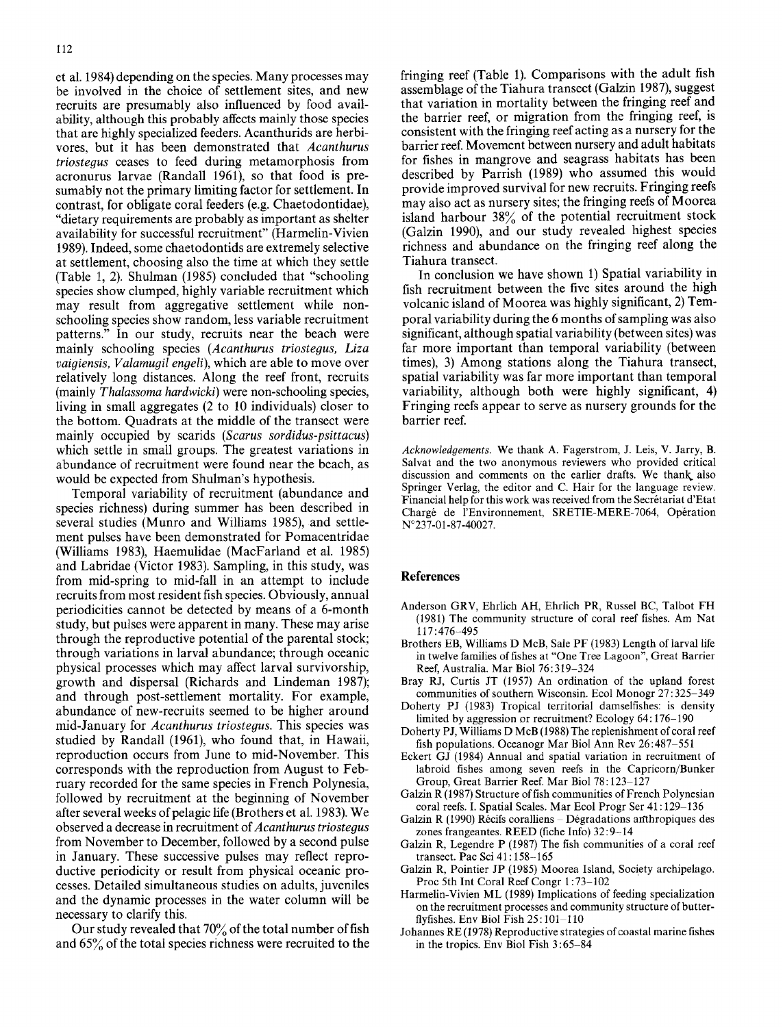et al. 1984) depending on the species. Many processes may be involved in the choice of settlement sites, and new recruits are presumably also influenced by food availability, although this probably affects mainly those species that are highly specialized feeders. Acanthurids are herbivores, but it has been demonstrated that *Acanthurus triostegus* ceases to feed during metamorphosis from acronurus larvae (Randall 1961), so that food is presumably not the primary limiting factor for settlement. In contrast, for obligate coral feeders (e.g. Chaetodontidae), "dietary requirements are probably as important as shelter availability for successful recruitment" (Harmelin-Vivien 1989). Indeed, some chaetodontids are extremely selective at settlement, choosing also the time at which they settle (Table 1, 2). Shulman (1985) concluded that "schooling species show clumped, highly variable recruitment which may result from aggregative settlement while non-schooling species show random, less variable recruitment patterns." In our study, recruits near the beach were mainly schooling species (*Acanthurus triostegus, Liza vaigiensis, Valamugil engeli*), which are able to move over relatively long distances. Along the reef front, recruits (mainly *Thalassoma hardwicki*) were non-schooling species, living in small aggregates (2 to 10 individuals) closer to the bottom. Quadrats at the middle of the transect were mainly occupied by scarids (*Scarus sordidus-psittacus*) which settle in small groups. The greatest variations in abundance of recruitment were found near the beach, as would be expected from Shulman's hypothesis.

Temporal variability of recruitment (abundance and species richness) during summer has been described in several studies (Munro and Williams 1985), and settlement pulses have been demonstrated for Pomacentridae (Williams 1983), Haemulidae (MacFarland et al. 1985) and Labridae (Victor 1983). Sampling, in this study, was from mid-spring to mid-fall in an attempt to include recruits from most resident fish species. Obviously, annual periodicities cannot be detected by means of a 6-month study, but pulses were apparent in many. These may arise through the reproductive potential of the parental stock; through variations in larval abundance; through oceanic physical processes which may affect larval survivorship, growth and dispersal (Richards and Lindeman 1987); and through post-settlement mortality. For example, abundance of new-recruits seemed to be higher around mid-January for *Acanthurus triostegus*. This species was studied by Randall (1961), who found that, in Hawaii, reproduction occurs from June to mid-November. This corresponds with the reproduction from August to February recorded for the same species in French Polynesia, followed by recruitment at the beginning of November after several weeks of pelagic life (Brothers et al. 1983). We observed a decrease in recruitment of *Acanthurus triostegus* from November to December, followed by a second pulse in January. These successive pulses may reflect reproductive periodicity or result from physical oceanic processes. Detailed simultaneous studies on adults, juveniles and the dynamic processes in the water column will be necessary to clarify this.

Our study revealed that 70% of the total number of fish and 65% of the total species richness were recruited to the fringing reef (Table 1). Comparisons with the adult fish assemblage of the Tiahura transect (Galzin 1987), suggest that variation in mortality between the fringing reef and the barrier reef, or migration from the fringing reef, is consistent with the fringing reef acting as a nursery for the barrier reef. Movement between nursery and adult habitats for fishes in mangrove and seagrass habitats has been described by Parrish (1989) who assumed this would provide improved survival for new recruits. Fringing reefs may also act as nursery sites; the fringing reefs of Moorea island harbour 38% of the potential recruitment stock (Galzin 1990), and our study revealed highest species richness and abundance on the fringing reef along the Tiahura transect.

In conclusion we have shown 1) Spatial variability in fish recruitment between the five sites around the high volcanic island of Moorea was highly significant, 2) Temporal variability during the 6 months of sampling was also significant, although spatial variability (between sites) was far more important than temporal variability (between times), 3) Among stations along the Tiahura transect, spatial variability was far more important than temporal variability, although both were highly significant, 4) Fringing reefs appear to serve as nursery grounds for the barrier reef.

*Acknowledgements.* We thank A. Fagerstrom, J. Leis, V. Jarry, B. Salvat and the two anonymous reviewers who provided critical discussion and comments on the earlier drafts. We thank also Springer Verlag, the editor and C. Hair for the language review. Financial help for this work was received from the Secrétariat d'Etat Chargé de l'Environnement, SRETIE-MERE-7064, Opération N°237-01-87-40027.

## References

Anderson GRV, Ehrlich AH, Ehrlich PR, Russel BC, Talbot FH (1981) The community structure of coral reef fishes. Am Nat 117:476–495

Brothers EB, Williams D McB, Sale PF (1983) Length of larval life in twelve families of fishes at "One Tree Lagoon", Great Barrier Reef, Australia. Mar Biol 76:319–324

Bray RJ, Curtis JT (1957) An ordination of the upland forest communities of southern Wisconsin. Ecol Monogr 27:325–349

Doherty PJ (1983) Tropical territorial damselfishes: is density limited by aggression or recruitment? Ecology 64:176–190

Doherty PJ, Williams D McB (1988) The replenishment of coral reef fish populations. Oceanogr Mar Biol Ann Rev 26:487–551

Eckert GJ (1984) Annual and spatial variation in recruitment of labroid fishes among seven reefs in the Capricorn/Bunker Group, Great Barrier Reef. Mar Biol 78:123–127

Galzin R (1987) Structure of fish communities of French Polynesian coral reefs. I. Spatial Scales. Mar Ecol Progr Ser 41:129–136

Galzin R (1990) Récifs coralliens – Dégradations anthropiques des zones frangeantes. REED (fiche Info) 32:9–14

Galzin R, Legendre P (1987) The fish communities of a coral reef transect. Pac Sci 41:158–165

Galzin R, Pointier JP (1985) Moorea Island, Society archipelago. Proc 5th Int Coral Reef Congr 1:73–102

Harmelin-Vivien ML (1989) Implications of feeding specialization on the recruitment processes and community structure of butterflyfishes. Env Biol Fish 25:101–110

Johannes RE (1978) Reproductive strategies of coastal marine fishes in the tropics. Env Biol Fish 3:65–84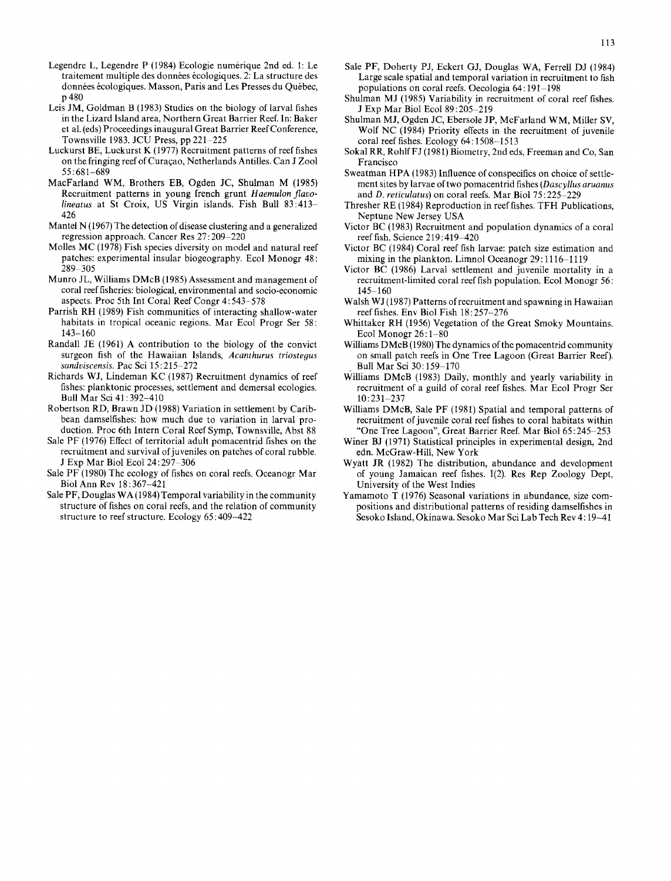Legendre L, Legendre P (1984) Ecologie numérique 2nd ed. 1: Le traitement multiple des données écologiques. 2: La structure des données écologiques. Masson, Paris and Les Presses du Québec, p 480

Leis JM, Goldman B (1983) Studies on the biology of larval fishes in the Lizard Island area, Northern Great Barrier Reef. In: Baker et al. (eds) Proceedings inaugural Great Barrier Reef Conference, Townsville 1983. JCU Press, pp 221–225

Luckurst BE, Luckurst K (1977) Recruitment patterns of reef fishes on the fringing reef of Curaçao, Netherlands Antilles. Can J Zool 55:681–689

MacFarland WM, Brothers EB, Ogden JC, Shulman M (1985) Recruitment patterns in young french grunt *Haemulon flavolineatus* at St Croix, US Virgin islands. Fish Bull 83:413–426

Mantel N (1967) The detection of disease clustering and a generalized regression approach. Cancer Res 27:209–220

Molles MC (1978) Fish species diversity on model and natural reef patches: experimental insular biogeography. Ecol Monogr 48: 289–305

Munro JL, Williams DMcB (1985) Assessment and management of coral reef fisheries: biological, environmental and socio-economic aspects. Proc 5th Int Coral Reef Congr 4:543–578

Parrish RH (1989) Fish communities of interacting shallow-water habitats in tropical oceanic regions. Mar Ecol Progr Ser 58: 143–160

Randall JE (1961) A contribution to the biology of the convict surgeon fish of the Hawaiian Islands, *Acanthurus triostegus sandviscensis*. Pac Sci 15:215–272

Richards WJ, Lindeman KC (1987) Recruitment dynamics of reef fishes: planktonic processes, settlement and demersal ecologies. Bull Mar Sci 41:392–410

Robertson RD, Brawn JD (1988) Variation in settlement by Caribbean damselfishes: how much due to variation in larval production. Proc 6th Intern Coral Reef Symp, Townsville, Abst 88

Sale PF (1976) Effect of territorial adult pomacentrid fishes on the recruitment and survival of juveniles on patches of coral rubble. J Exp Mar Biol Ecol 24:297–306

Sale PF (1980) The ecology of fishes on coral reefs. Oceanogr Mar Biol Ann Rev 18:367–421

Sale PF, Douglas WA (1984) Temporal variability in the community structure of fishes on coral reefs, and the relation of community structure to reef structure. Ecology 65:409–422

Sale PF, Doherty PJ, Eckert GJ, Douglas WA, Ferrell DJ (1984) Large scale spatial and temporal variation in recruitment to fish populations on coral reefs. Oecologia 64:191–198

Shulman MJ (1985) Variability in recruitment of coral reef fishes. J Exp Mar Biol Ecol 89:205–219

Shulman MJ, Ogden JC, Ebersole JP, McFarland WM, Miller SV, Wolf NC (1984) Priority effects in the recruitment of juvenile coral reef fishes. Ecology 64:1508–1513

Sokal RR, Rohlf FJ (1981) Biometry, 2nd eds, Freeman and Co, San Francisco

Sweatman HPA (1983) Influence of conspecifics on choice of settlement sites by larvae of two pomacentrid fishes (*Dascyllus aruanus* and *D. reticulatus*) on coral reefs. Mar Biol 75:225–229

Thresher RE (1984) Reproduction in reef fishes. TFH Publications, Neptune New Jersey USA

Victor BC (1983) Recruitment and population dynamics of a coral reef fish. Science 219:419–420

Victor BC (1984) Coral reef fish larvae: patch size estimation and mixing in the plankton. Limnol Oceanogr 29:1116–1119

Victor BC (1986) Larval settlement and juvenile mortality in a recruitment-limited coral reef fish population. Ecol Monogr 56: 145–160

Walsh WJ (1987) Patterns of recruitment and spawning in Hawaiian reef fishes. Env Biol Fish 18:257–276

Whittaker RH (1956) Vegetation of the Great Smoky Mountains. Ecol Monogr 26:1–80

Williams DMcB (1980) The dynamics of the pomacentrid community on small patch reefs in One Tree Lagoon (Great Barrier Reef). Bull Mar Sci 30:159–170

Williams DMcB (1983) Daily, monthly and yearly variability in recruitment of a guild of coral reef fishes. Mar Ecol Progr Ser 10:231–237

Williams DMcB, Sale PF (1981) Spatial and temporal patterns of recruitment of juvenile coral reef fishes to coral habitats within "One Tree Lagoon", Great Barrier Reef. Mar Biol 65:245–253

Winer BJ (1971) Statistical principles in experimental design, 2nd edn. McGraw-Hill, New York

Wyatt JR (1982) The distribution, abundance and development of young Jamaican reef fishes. I(2). Res Rep Zoology Dept, University of the West Indies

Yamamoto T (1976) Seasonal variations in abundance, size compositions and distributional patterns of residing damselfishes in Sesoko Island, Okinawa. Sesoko Mar Sci Lab Tech Rev 4:19–41